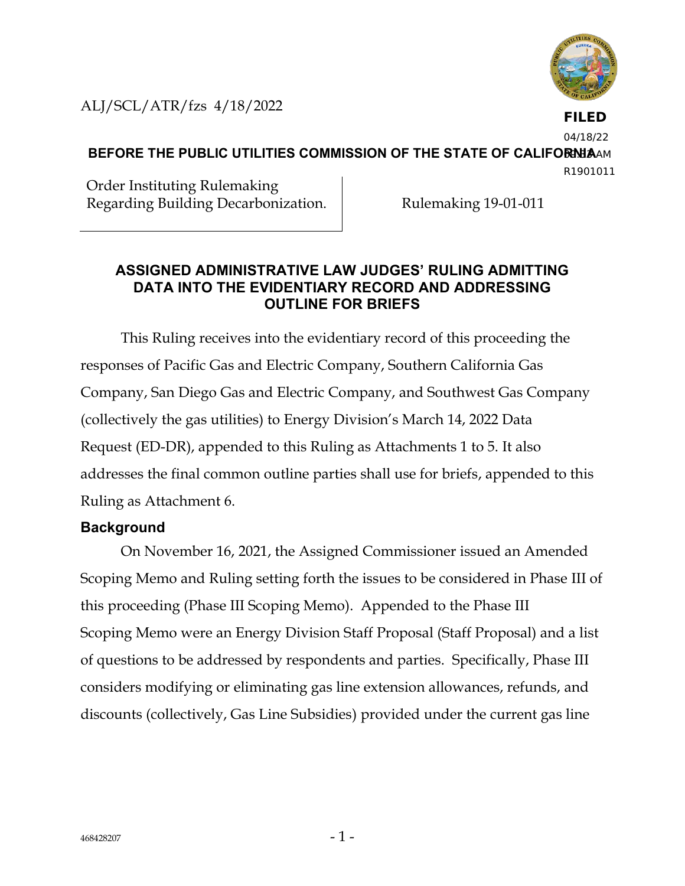ALJ/SCL/ATR/fzs 4/18/2022

**FILED**
04/18/22
03:18 AM
R1901011

**BEFORE THE PUBLIC UTILITIES COMMISSION OF THE STATE OF CALIFORNIA**

| Order Instituting Rulemaking Regarding Building Decarbonization. | Rulemaking 19-01-011 |
|---|---|

## ASSIGNED ADMINISTRATIVE LAW JUDGES' RULING ADMITTING DATA INTO THE EVIDENTIARY RECORD AND ADDRESSING OUTLINE FOR BRIEFS

This Ruling receives into the evidentiary record of this proceeding the responses of Pacific Gas and Electric Company, Southern California Gas Company, San Diego Gas and Electric Company, and Southwest Gas Company (collectively the gas utilities) to Energy Division's March 14, 2022 Data Request (ED-DR), appended to this Ruling as Attachments 1 to 5. It also addresses the final common outline parties shall use for briefs, appended to this Ruling as Attachment 6.

### Background

On November 16, 2021, the Assigned Commissioner issued an Amended Scoping Memo and Ruling setting forth the issues to be considered in Phase III of this proceeding (Phase III Scoping Memo). Appended to the Phase III Scoping Memo were an Energy Division Staff Proposal (Staff Proposal) and a list of questions to be addressed by respondents and parties. Specifically, Phase III considers modifying or eliminating gas line extension allowances, refunds, and discounts (collectively, Gas Line Subsidies) provided under the current gas line

468428207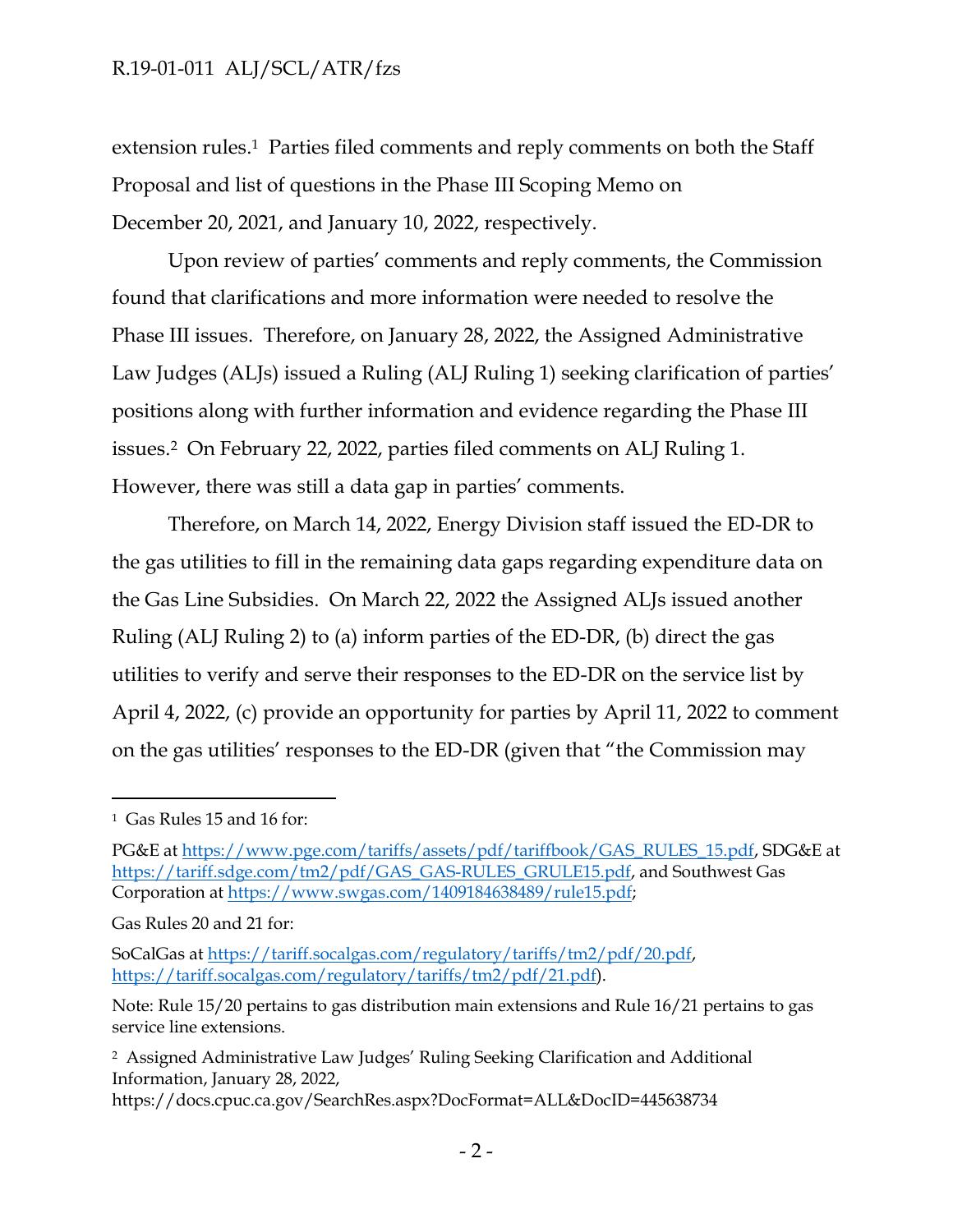extension rules.[1] Parties filed comments and reply comments on both the Staff Proposal and list of questions in the Phase III Scoping Memo on December 20, 2021, and January 10, 2022, respectively.

Upon review of parties' comments and reply comments, the Commission found that clarifications and more information were needed to resolve the Phase III issues. Therefore, on January 28, 2022, the Assigned Administrative Law Judges (ALJs) issued a Ruling (ALJ Ruling 1) seeking clarification of parties' positions along with further information and evidence regarding the Phase III issues.[2] On February 22, 2022, parties filed comments on ALJ Ruling 1. However, there was still a data gap in parties' comments.

Therefore, on March 14, 2022, Energy Division staff issued the ED-DR to the gas utilities to fill in the remaining data gaps regarding expenditure data on the Gas Line Subsidies. On March 22, 2022 the Assigned ALJs issued another Ruling (ALJ Ruling 2) to (a) inform parties of the ED-DR, (b) direct the gas utilities to verify and serve their responses to the ED-DR on the service list by April 4, 2022, (c) provide an opportunity for parties by April 11, 2022 to comment on the gas utilities' responses to the ED-DR (given that "the Commission may

---

[1] Gas Rules 15 and 16 for:

PG&E at https://www.pge.com/tariffs/assets/pdf/tariffbook/GAS_RULES_15.pdf, SDG&E at https://tariff.sdge.com/tm2/pdf/GAS_GAS-RULES_GRULE15.pdf, and Southwest Gas Corporation at https://www.swgas.com/1409184638489/rule15.pdf;

Gas Rules 20 and 21 for:

SoCalGas at https://tariff.socalgas.com/regulatory/tariffs/tm2/pdf/20.pdf, https://tariff.socalgas.com/regulatory/tariffs/tm2/pdf/21.pdf).

Note: Rule 15/20 pertains to gas distribution main extensions and Rule 16/21 pertains to gas service line extensions.

[2] Assigned Administrative Law Judges' Ruling Seeking Clarification and Additional Information, January 28, 2022, https://docs.cpuc.ca.gov/SearchRes.aspx?DocFormat=ALL&DocID=445638734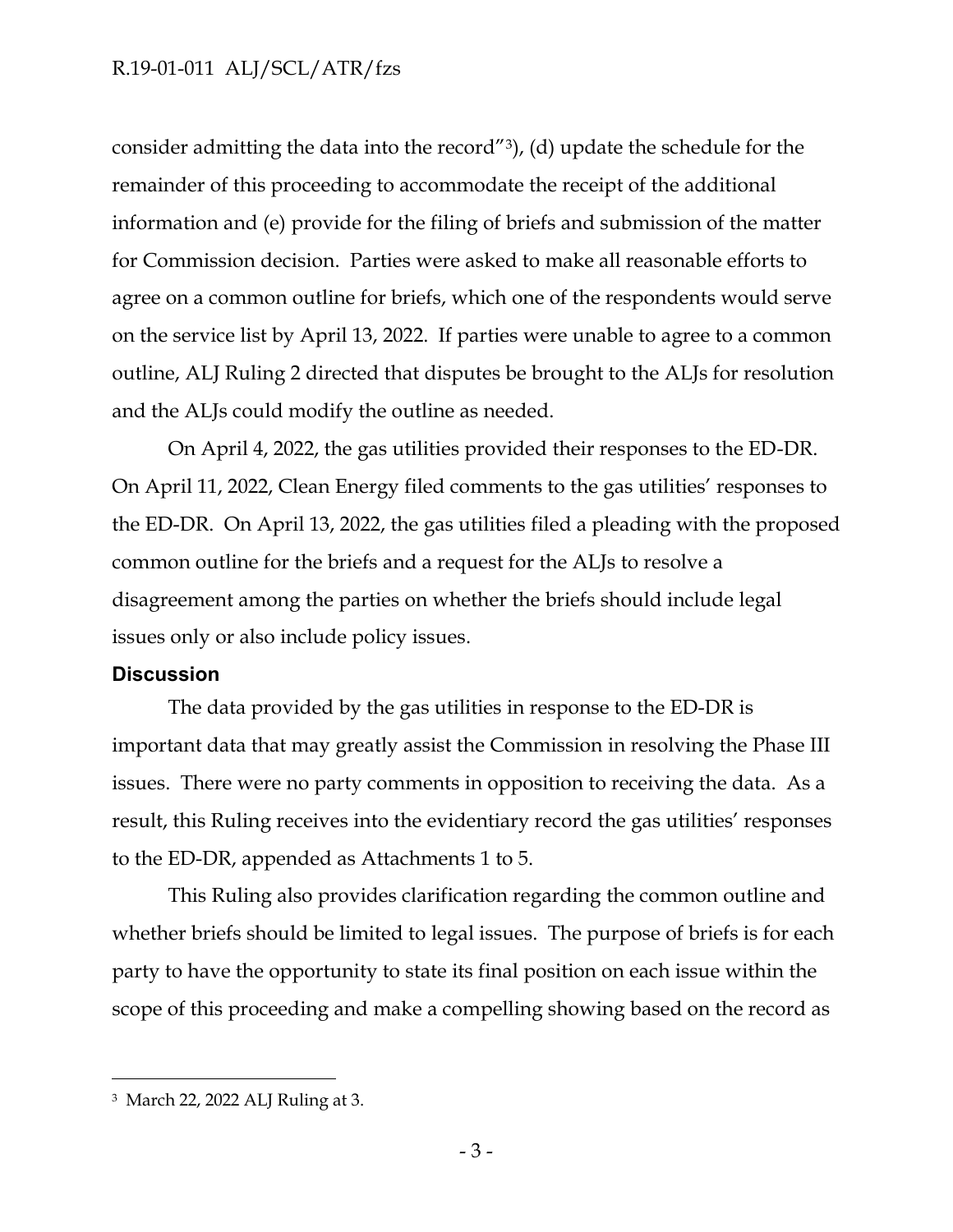consider admitting the data into the record"[3]), (d) update the schedule for the remainder of this proceeding to accommodate the receipt of the additional information and (e) provide for the filing of briefs and submission of the matter for Commission decision. Parties were asked to make all reasonable efforts to agree on a common outline for briefs, which one of the respondents would serve on the service list by April 13, 2022. If parties were unable to agree to a common outline, ALJ Ruling 2 directed that disputes be brought to the ALJs for resolution and the ALJs could modify the outline as needed.

On April 4, 2022, the gas utilities provided their responses to the ED-DR. On April 11, 2022, Clean Energy filed comments to the gas utilities' responses to the ED-DR. On April 13, 2022, the gas utilities filed a pleading with the proposed common outline for the briefs and a request for the ALJs to resolve a disagreement among the parties on whether the briefs should include legal issues only or also include policy issues.

## Discussion

The data provided by the gas utilities in response to the ED-DR is important data that may greatly assist the Commission in resolving the Phase III issues. There were no party comments in opposition to receiving the data. As a result, this Ruling receives into the evidentiary record the gas utilities' responses to the ED-DR, appended as Attachments 1 to 5.

This Ruling also provides clarification regarding the common outline and whether briefs should be limited to legal issues. The purpose of briefs is for each party to have the opportunity to state its final position on each issue within the scope of this proceeding and make a compelling showing based on the record as

---

[3] March 22, 2022 ALJ Ruling at 3.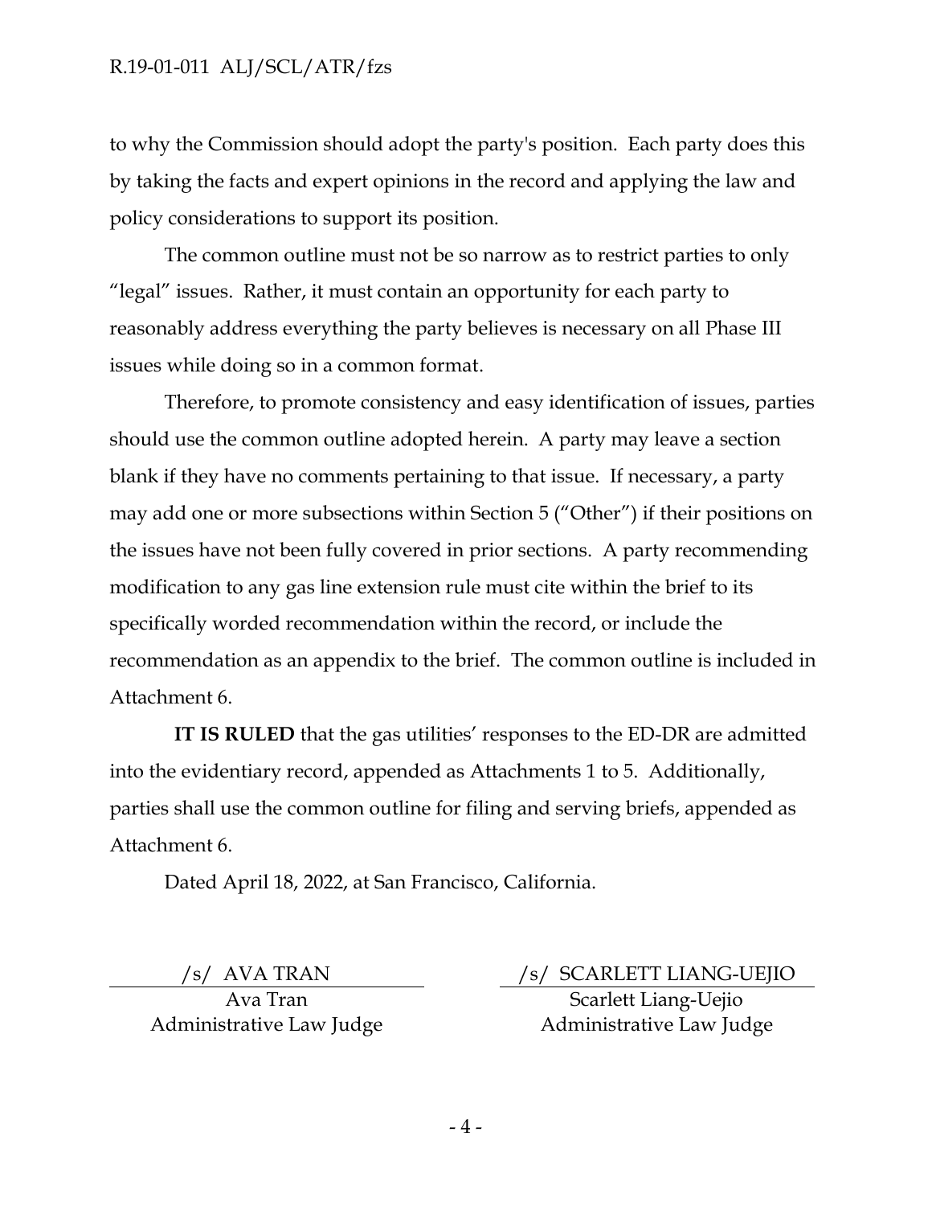to why the Commission should adopt the party's position. Each party does this by taking the facts and expert opinions in the record and applying the law and policy considerations to support its position.

The common outline must not be so narrow as to restrict parties to only "legal" issues. Rather, it must contain an opportunity for each party to reasonably address everything the party believes is necessary on all Phase III issues while doing so in a common format.

Therefore, to promote consistency and easy identification of issues, parties should use the common outline adopted herein. A party may leave a section blank if they have no comments pertaining to that issue. If necessary, a party may add one or more subsections within Section 5 ("Other") if their positions on the issues have not been fully covered in prior sections. A party recommending modification to any gas line extension rule must cite within the brief to its specifically worded recommendation within the record, or include the recommendation as an appendix to the brief. The common outline is included in Attachment 6.

**IT IS RULED** that the gas utilities' responses to the ED-DR are admitted into the evidentiary record, appended as Attachments 1 to 5. Additionally, parties shall use the common outline for filing and serving briefs, appended as Attachment 6.

Dated April 18, 2022, at San Francisco, California.

| /s/ AVA TRAN | /s/ SCARLETT LIANG-UEJIO |
|---|---|
| Ava Tran<br>Administrative Law Judge | Scarlett Liang-Uejio<br>Administrative Law Judge |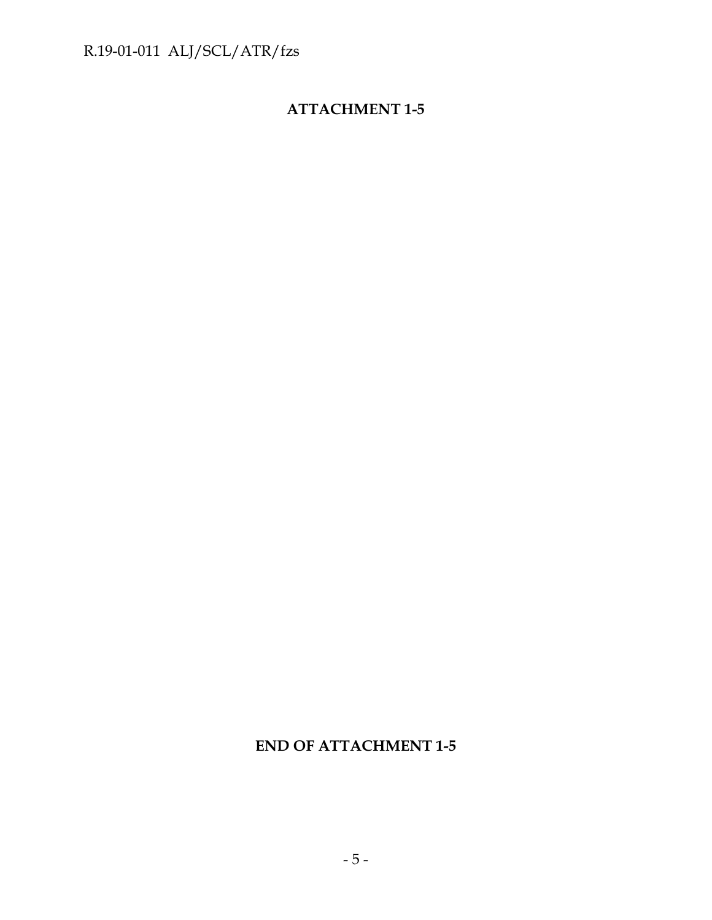**ATTACHMENT 1-5**

**END OF ATTACHMENT 1-5**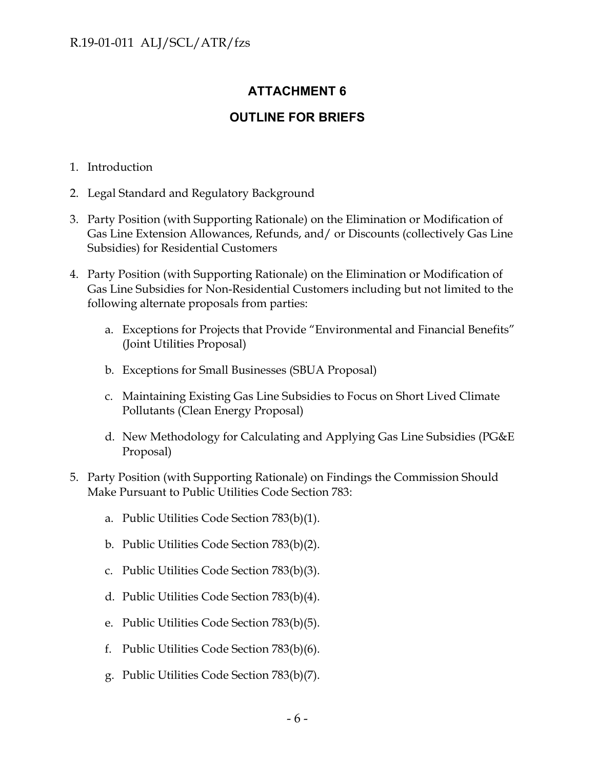## ATTACHMENT 6

## OUTLINE FOR BRIEFS

1. Introduction
2. Legal Standard and Regulatory Background
3. Party Position (with Supporting Rationale) on the Elimination or Modification of Gas Line Extension Allowances, Refunds, and/ or Discounts (collectively Gas Line Subsidies) for Residential Customers
4. Party Position (with Supporting Rationale) on the Elimination or Modification of Gas Line Subsidies for Non-Residential Customers including but not limited to the following alternate proposals from parties:
    a. Exceptions for Projects that Provide "Environmental and Financial Benefits" (Joint Utilities Proposal)
    b. Exceptions for Small Businesses (SBUA Proposal)
    c. Maintaining Existing Gas Line Subsidies to Focus on Short Lived Climate Pollutants (Clean Energy Proposal)
    d. New Methodology for Calculating and Applying Gas Line Subsidies (PG&E Proposal)
5. Party Position (with Supporting Rationale) on Findings the Commission Should Make Pursuant to Public Utilities Code Section 783:
    a. Public Utilities Code Section 783(b)(1).
    b. Public Utilities Code Section 783(b)(2).
    c. Public Utilities Code Section 783(b)(3).
    d. Public Utilities Code Section 783(b)(4).
    e. Public Utilities Code Section 783(b)(5).
    f. Public Utilities Code Section 783(b)(6).
    g. Public Utilities Code Section 783(b)(7).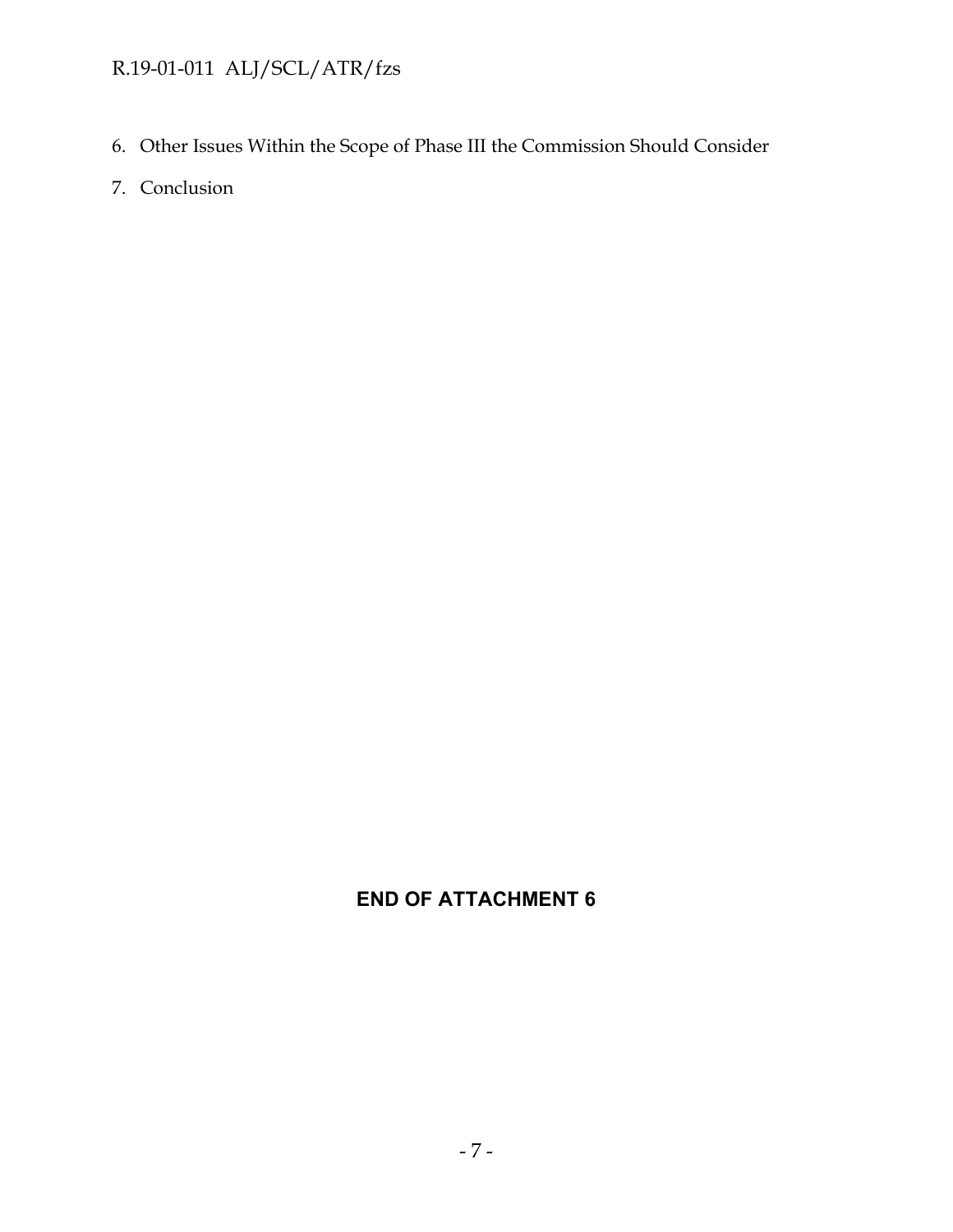6. Other Issues Within the Scope of Phase III the Commission Should Consider
7. Conclusion

**END OF ATTACHMENT 6**